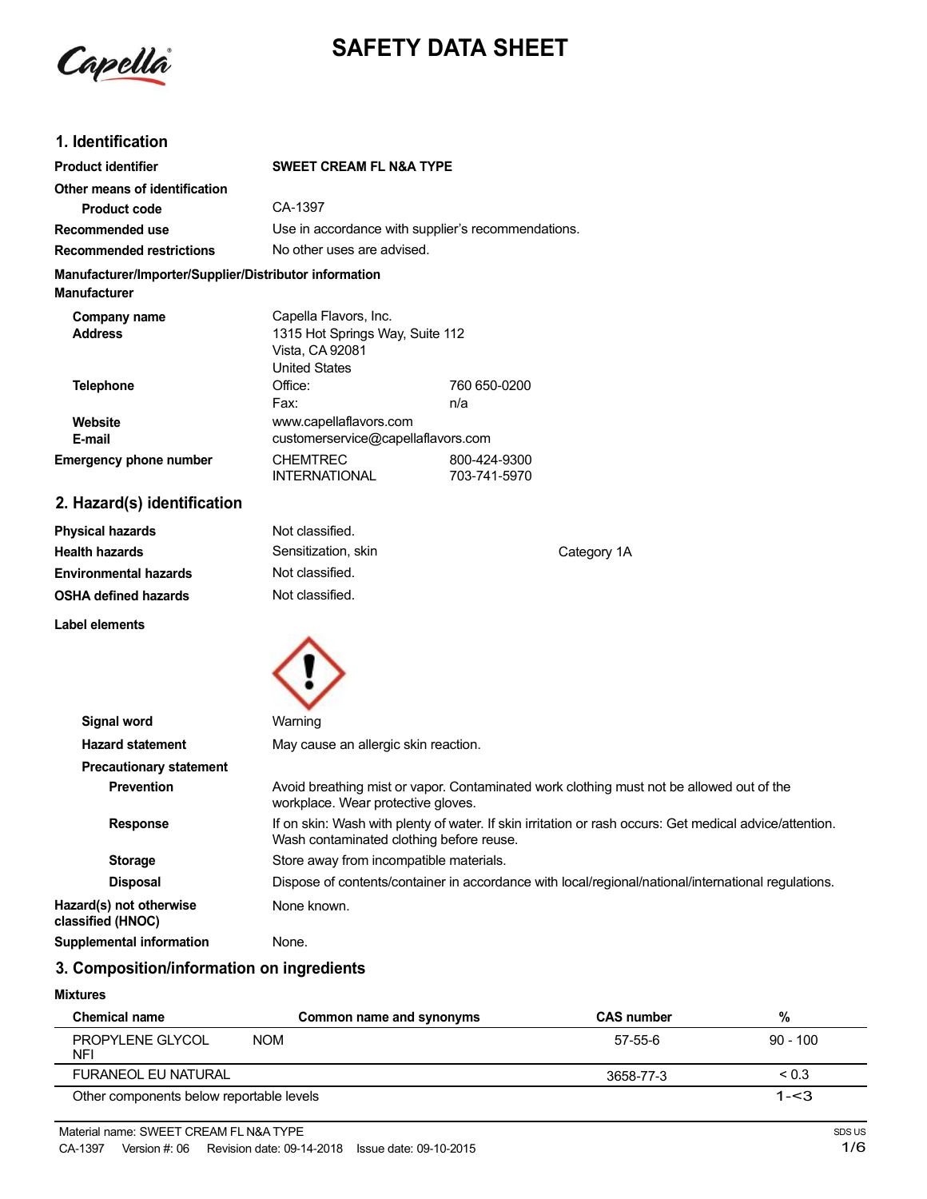# SAFETY DATA SHEET

## 1. Identification

| | | |
|---|---|---|
| **Product identifier** | **SWEET CREAM FL N&A TYPE** | |
| **Other means of identification** | | |
| **Product code** | CA-1397 | |
| **Recommended use** | Use in accordance with supplier's recommendations. | |
| **Recommended restrictions** | No other uses are advised. | |

**Manufacturer/Importer/Supplier/Distributor information**

**Manufacturer**

| | | |
|---|---|---|
| **Company name** | Capella Flavors, Inc. | |
| **Address** | 1315 Hot Springs Way, Suite 112<br>Vista, CA 92081<br>United States | |
| **Telephone** | Office: | 760 650-0200 |
| | Fax: | n/a |
| **Website** | www.capellaflavors.com | |
| **E-mail** | customerservice@capellaflavors.com | |
| **Emergency phone number** | CHEMTREC | 800-424-9300 |
| | INTERNATIONAL | 703-741-5970 |

## 2. Hazard(s) identification

| | | |
|---|---|---|
| **Physical hazards** | Not classified. | |
| **Health hazards** | Sensitization, skin | Category 1A |
| **Environmental hazards** | Not classified. | |
| **OSHA defined hazards** | Not classified. | |

**Label elements**

| | |
|---|---|
| **Signal word** | Warning |
| **Hazard statement** | May cause an allergic skin reaction. |
| **Precautionary statement** | |
| **Prevention** | Avoid breathing mist or vapor. Contaminated work clothing must not be allowed out of the workplace. Wear protective gloves. |
| **Response** | If on skin: Wash with plenty of water. If skin irritation or rash occurs: Get medical advice/attention. Wash contaminated clothing before reuse. |
| **Storage** | Store away from incompatible materials. |
| **Disposal** | Dispose of contents/container in accordance with local/regional/national/international regulations. |
| **Hazard(s) not otherwise classified (HNOC)** | None known. |
| **Supplemental information** | None. |

## 3. Composition/information on ingredients

**Mixtures**

| Chemical name | Common name and synonyms | CAS number | % |
|---|---|---|---|
| PROPYLENE GLYCOL NFI | NOM | 57-55-6 | 90 - 100 |
| FURANEOL EU NATURAL | | 3658-77-3 | < 0.3 |
| Other components below reportable levels | | | 1-<3 |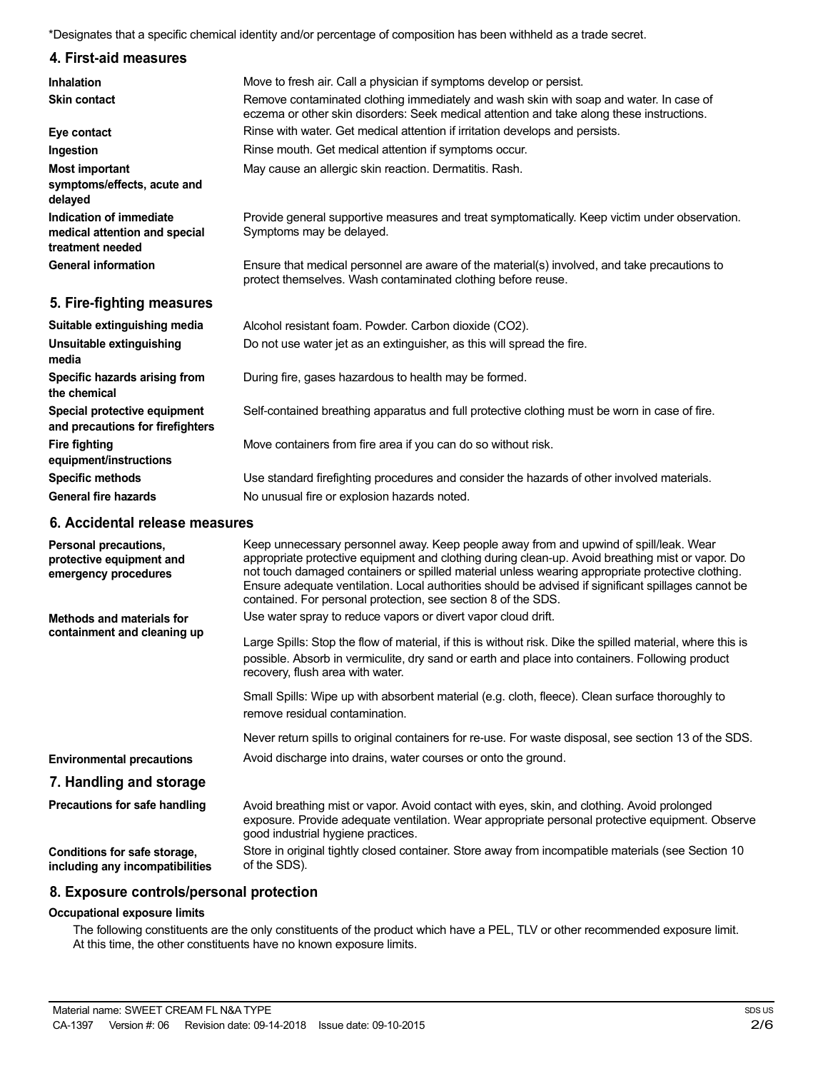*Designates that a specific chemical identity and/or percentage of composition has been withheld as a trade secret.

## 4. First-aid measures

**Inhalation**
Move to fresh air. Call a physician if symptoms develop or persist.

**Skin contact**
Remove contaminated clothing immediately and wash skin with soap and water. In case of eczema or other skin disorders: Seek medical attention and take along these instructions.

**Eye contact**
Rinse with water. Get medical attention if irritation develops and persists.

**Ingestion**
Rinse mouth. Get medical attention if symptoms occur.

**Most important symptoms/effects, acute and delayed**
May cause an allergic skin reaction. Dermatitis. Rash.

**Indication of immediate medical attention and special treatment needed**
Provide general supportive measures and treat symptomatically. Keep victim under observation. Symptoms may be delayed.

**General information**
Ensure that medical personnel are aware of the material(s) involved, and take precautions to protect themselves. Wash contaminated clothing before reuse.

## 5. Fire-fighting measures

**Suitable extinguishing media**
Alcohol resistant foam. Powder. Carbon dioxide ($CO_2$).

**Unsuitable extinguishing media**
Do not use water jet as an extinguisher, as this will spread the fire.

**Specific hazards arising from the chemical**
During fire, gases hazardous to health may be formed.

**Special protective equipment and precautions for firefighters**
Self-contained breathing apparatus and full protective clothing must be worn in case of fire.

**Fire fighting equipment/instructions**
Move containers from fire area if you can do so without risk.

**Specific methods**
Use standard firefighting procedures and consider the hazards of other involved materials.

**General fire hazards**
No unusual fire or explosion hazards noted.

## 6. Accidental release measures

**Personal precautions, protective equipment and emergency procedures**
Keep unnecessary personnel away. Keep people away from and upwind of spill/leak. Wear appropriate protective equipment and clothing during clean-up. Avoid breathing mist or vapor. Do not touch damaged containers or spilled material unless wearing appropriate protective clothing. Ensure adequate ventilation. Local authorities should be advised if significant spillages cannot be contained. For personal protection, see section 8 of the SDS.

**Methods and materials for containment and cleaning up**
Use water spray to reduce vapors or divert vapor cloud drift.

Large Spills: Stop the flow of material, if this is without risk. Dike the spilled material, where this is possible. Absorb in vermiculite, dry sand or earth and place into containers. Following product recovery, flush area with water.

Small Spills: Wipe up with absorbent material (e.g. cloth, fleece). Clean surface thoroughly to remove residual contamination.

Never return spills to original containers for re-use. For waste disposal, see section 13 of the SDS.

**Environmental precautions**
Avoid discharge into drains, water courses or onto the ground.

## 7. Handling and storage

**Precautions for safe handling**
Avoid breathing mist or vapor. Avoid contact with eyes, skin, and clothing. Avoid prolonged exposure. Provide adequate ventilation. Wear appropriate personal protective equipment. Observe good industrial hygiene practices.

**Conditions for safe storage, including any incompatibilities**
Store in original tightly closed container. Store away from incompatible materials (see Section 10 of the SDS).

## 8. Exposure controls/personal protection

**Occupational exposure limits**

The following constituents are the only constituents of the product which have a PEL, TLV or other recommended exposure limit. At this time, the other constituents have no known exposure limits.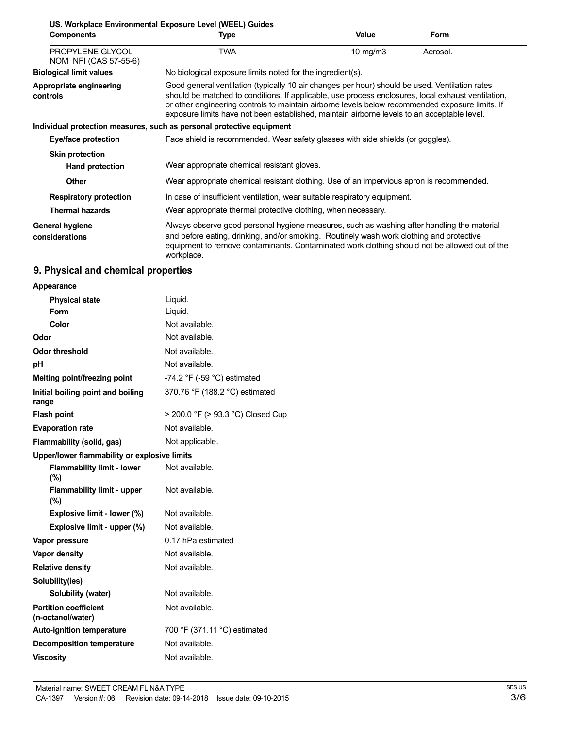**US. Workplace Environmental Exposure Level (WEEL) Guides**

| Components | Type | Value | Form |
|---|---|---|---|
| PROPYLENE GLYCOL NOM NFI (CAS 57-55-6) | TWA | 10 mg/m3 | Aerosol. |

**Biological limit values** No biological exposure limits noted for the ingredient(s).

**Appropriate engineering controls** Good general ventilation (typically 10 air changes per hour) should be used. Ventilation rates should be matched to conditions. If applicable, use process enclosures, local exhaust ventilation, or other engineering controls to maintain airborne levels below recommended exposure limits. If exposure limits have not been established, maintain airborne levels to an acceptable level.

**Individual protection measures, such as personal protective equipment**

**Eye/face protection** Face shield is recommended. Wear safety glasses with side shields (or goggles).

**Skin protection**

**Hand protection** Wear appropriate chemical resistant gloves.

**Other** Wear appropriate chemical resistant clothing. Use of an impervious apron is recommended.

**Respiratory protection** In case of insufficient ventilation, wear suitable respiratory equipment.

**Thermal hazards** Wear appropriate thermal protective clothing, when necessary.

**General hygiene considerations** Always observe good personal hygiene measures, such as washing after handling the material and before eating, drinking, and/or smoking. Routinely wash work clothing and protective equipment to remove contaminants. Contaminated work clothing should not be allowed out of the workplace.

## 9. Physical and chemical properties

**Appearance**

| | |
|---|---|
| **Physical state** | Liquid. |
| **Form** | Liquid. |
| **Color** | Not available. |
| **Odor** | Not available. |
| **Odor threshold** | Not available. |
| **pH** | Not available. |
| **Melting point/freezing point** | -74.2 °F (-59 °C) estimated |
| **Initial boiling point and boiling range** | 370.76 °F (188.2 °C) estimated |
| **Flash point** | > 200.0 °F (> 93.3 °C) Closed Cup |
| **Evaporation rate** | Not available. |
| **Flammability (solid, gas)** | Not applicable. |

**Upper/lower flammability or explosive limits**

| | |
|---|---|
| **Flammability limit - lower (%)** | Not available. |
| **Flammability limit - upper (%)** | Not available. |
| **Explosive limit - lower (%)** | Not available. |
| **Explosive limit - upper (%)** | Not available. |
| **Vapor pressure** | 0.17 hPa estimated |
| **Vapor density** | Not available. |
| **Relative density** | Not available. |

**Solubility(ies)**

| | |
|---|---|
| **Solubility (water)** | Not available. |
| **Partition coefficient (n-octanol/water)** | Not available. |
| **Auto-ignition temperature** | 700 °F (371.11 °C) estimated |
| **Decomposition temperature** | Not available. |
| **Viscosity** | Not available. |

Material name: SWEET CREAM FL N&A TYPE
CA-1397 Version #: 06 Revision date: 09-14-2018 Issue date: 09-10-2015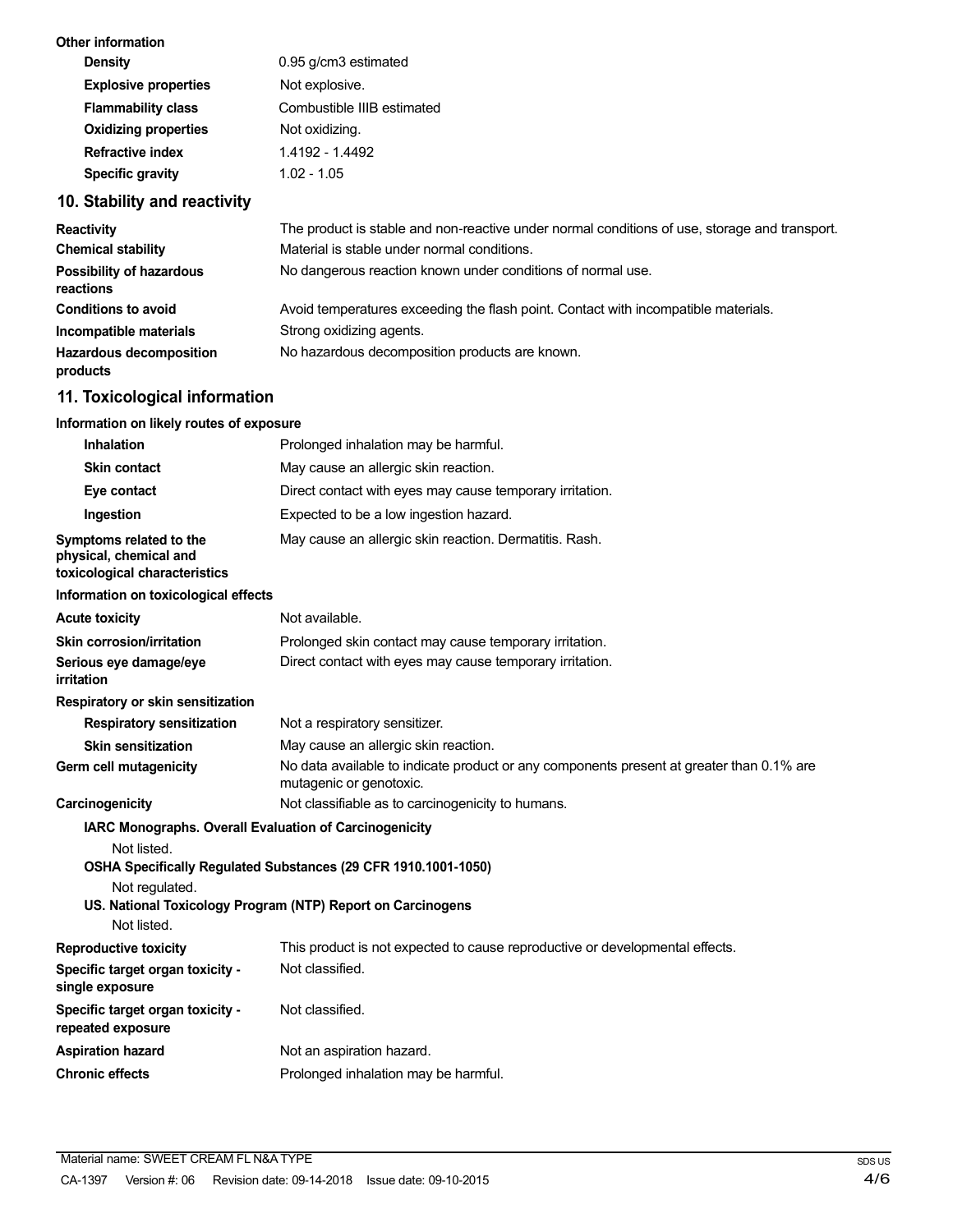**Other information**

| | |
|---|---|
| **Density** | 0.95 g/cm3 estimated |
| **Explosive properties** | Not explosive. |
| **Flammability class** | Combustible IIIB estimated |
| **Oxidizing properties** | Not oxidizing. |
| **Refractive index** | 1.4192 - 1.4492 |
| **Specific gravity** | 1.02 - 1.05 |

## 10. Stability and reactivity

| | |
|---|---|
| **Reactivity** | The product is stable and non-reactive under normal conditions of use, storage and transport. |
| **Chemical stability** | Material is stable under normal conditions. |
| **Possibility of hazardous reactions** | No dangerous reaction known under conditions of normal use. |
| **Conditions to avoid** | Avoid temperatures exceeding the flash point. Contact with incompatible materials. |
| **Incompatible materials** | Strong oxidizing agents. |
| **Hazardous decomposition products** | No hazardous decomposition products are known. |

## 11. Toxicological information

**Information on likely routes of exposure**

| | |
|---|---|
| **Inhalation** | Prolonged inhalation may be harmful. |
| **Skin contact** | May cause an allergic skin reaction. |
| **Eye contact** | Direct contact with eyes may cause temporary irritation. |
| **Ingestion** | Expected to be a low ingestion hazard. |
| **Symptoms related to the physical, chemical and toxicological characteristics** | May cause an allergic skin reaction. Dermatitis. Rash. |

**Information on toxicological effects**

| | |
|---|---|
| **Acute toxicity** | Not available. |
| **Skin corrosion/irritation** | Prolonged skin contact may cause temporary irritation. |
| **Serious eye damage/eye irritation** | Direct contact with eyes may cause temporary irritation. |

**Respiratory or skin sensitization**

| | |
|---|---|
| **Respiratory sensitization** | Not a respiratory sensitizer. |
| **Skin sensitization** | May cause an allergic skin reaction. |
| **Germ cell mutagenicity** | No data available to indicate product or any components present at greater than 0.1% are mutagenic or genotoxic. |
| **Carcinogenicity** | Not classifiable as to carcinogenicity to humans. |

**IARC Monographs. Overall Evaluation of Carcinogenicity**

Not listed.

**OSHA Specifically Regulated Substances (29 CFR 1910.1001-1050)**

Not regulated.

**US. National Toxicology Program (NTP) Report on Carcinogens**

Not listed.

| | |
|---|---|
| **Reproductive toxicity** | This product is not expected to cause reproductive or developmental effects. |
| **Specific target organ toxicity - single exposure** | Not classified. |
| **Specific target organ toxicity - repeated exposure** | Not classified. |
| **Aspiration hazard** | Not an aspiration hazard. |
| **Chronic effects** | Prolonged inhalation may be harmful. |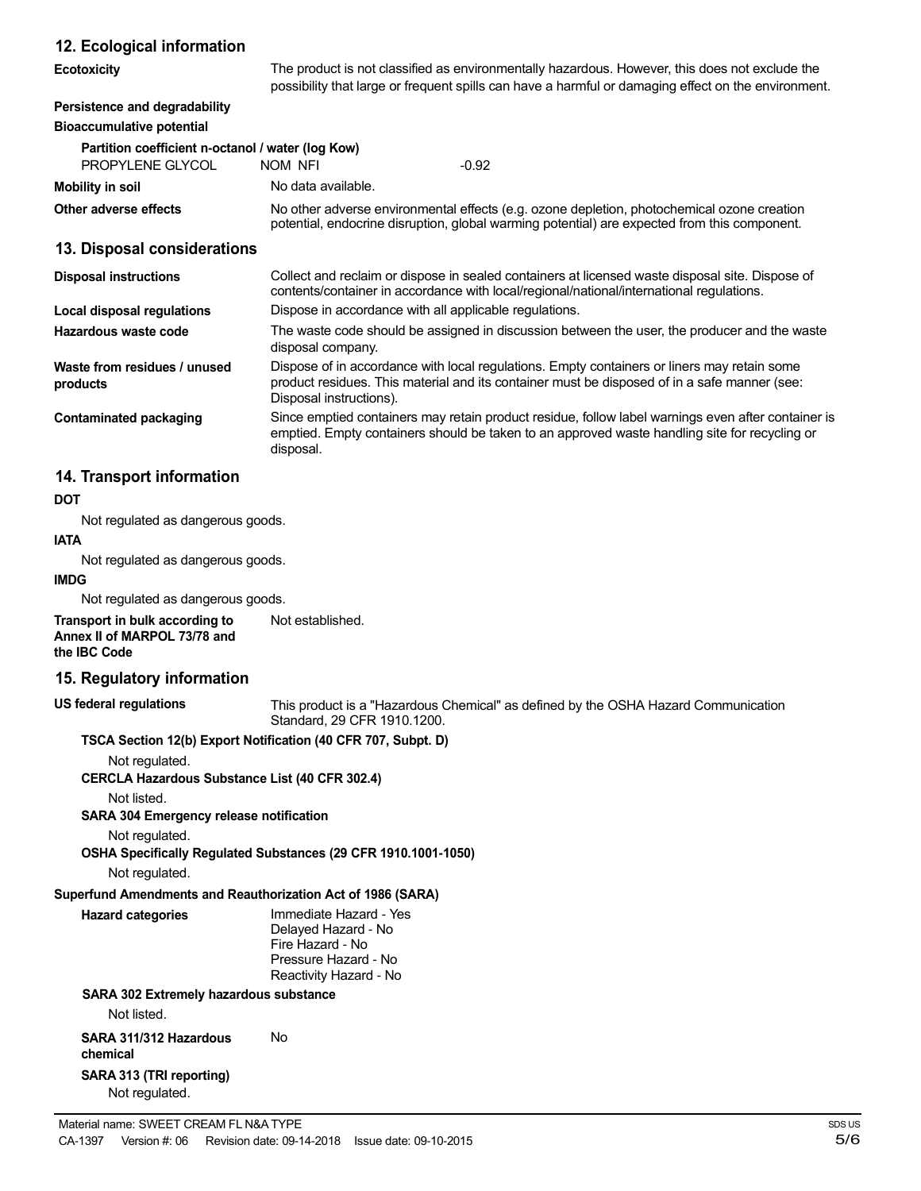## 12. Ecological information

**Ecotoxicity** The product is not classified as environmentally hazardous. However, this does not exclude the possibility that large or frequent spills can have a harmful or damaging effect on the environment.

**Persistence and degradability**

**Bioaccumulative potential**

**Partition coefficient n-octanol / water (log Kow)**

| | | |
|---|---|---|
| PROPYLENE GLYCOL | NOM NFI | -0.92 |

**Mobility in soil** No data available.

**Other adverse effects** No other adverse environmental effects (e.g. ozone depletion, photochemical ozone creation potential, endocrine disruption, global warming potential) are expected from this component.

## 13. Disposal considerations

**Disposal instructions** Collect and reclaim or dispose in sealed containers at licensed waste disposal site. Dispose of contents/container in accordance with local/regional/national/international regulations.

**Local disposal regulations** Dispose in accordance with all applicable regulations.

**Hazardous waste code** The waste code should be assigned in discussion between the user, the producer and the waste disposal company.

**Waste from residues / unused products** Dispose of in accordance with local regulations. Empty containers or liners may retain some product residues. This material and its container must be disposed of in a safe manner (see: Disposal instructions).

**Contaminated packaging** Since emptied containers may retain product residue, follow label warnings even after container is emptied. Empty containers should be taken to an approved waste handling site for recycling or disposal.

## 14. Transport information

**DOT**

Not regulated as dangerous goods.

**IATA**

Not regulated as dangerous goods.

**IMDG**

Not regulated as dangerous goods.

**Transport in bulk according to Annex II of MARPOL 73/78 and the IBC Code** Not established.

## 15. Regulatory information

**US federal regulations** This product is a "Hazardous Chemical" as defined by the OSHA Hazard Communication Standard, 29 CFR 1910.1200.

**TSCA Section 12(b) Export Notification (40 CFR 707, Subpt. D)**

Not regulated.

**CERCLA Hazardous Substance List (40 CFR 302.4)**

Not listed.

**SARA 304 Emergency release notification**

Not regulated.

**OSHA Specifically Regulated Substances (29 CFR 1910.1001-1050)**

Not regulated.

**Superfund Amendments and Reauthorization Act of 1986 (SARA)**

**Hazard categories**
Immediate Hazard - Yes
Delayed Hazard - No
Fire Hazard - No
Pressure Hazard - No
Reactivity Hazard - No

**SARA 302 Extremely hazardous substance**

Not listed.

**SARA 311/312 Hazardous chemical** No

**SARA 313 (TRI reporting)**

Not regulated.

Material name: SWEET CREAM FL N&A TYPE
CA-1397 Version #: 06 Revision date: 09-14-2018 Issue date: 09-10-2015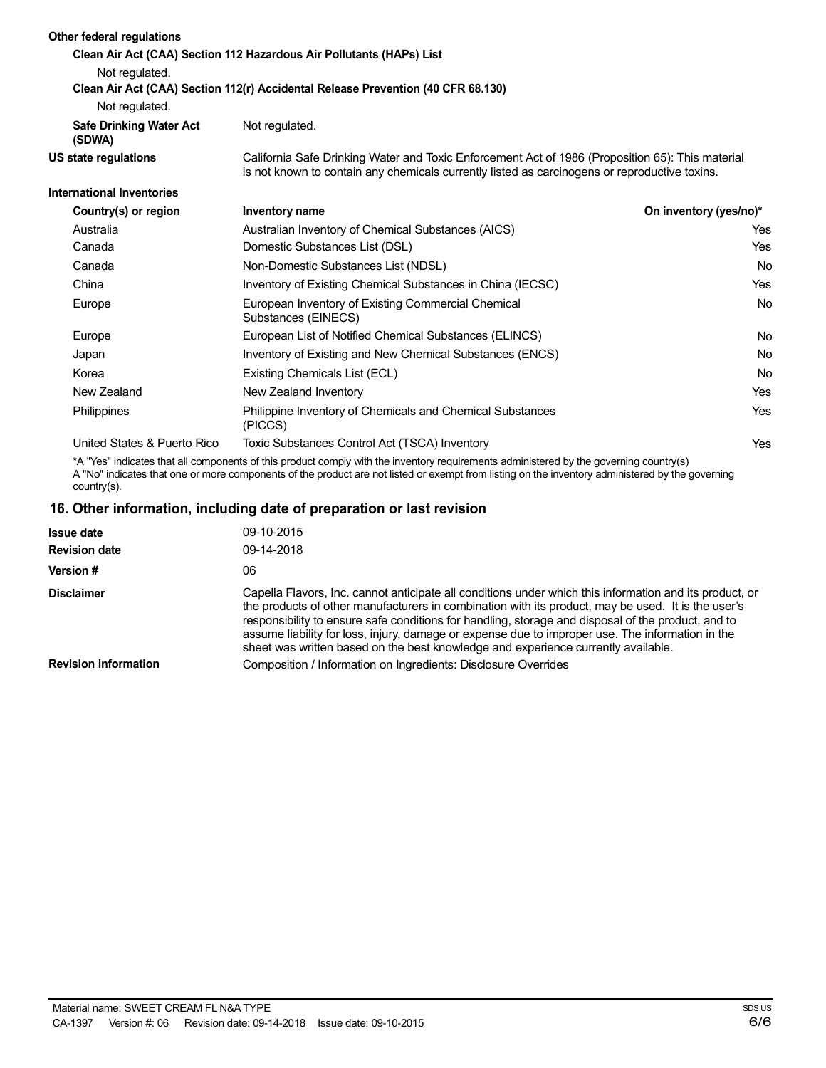**Other federal regulations**

**Clean Air Act (CAA) Section 112 Hazardous Air Pollutants (HAPs) List**

Not regulated.

**Clean Air Act (CAA) Section 112(r) Accidental Release Prevention (40 CFR 68.130)**

Not regulated.

**Safe Drinking Water Act (SDWA)** Not regulated.

**US state regulations** California Safe Drinking Water and Toxic Enforcement Act of 1986 (Proposition 65): This material is not known to contain any chemicals currently listed as carcinogens or reproductive toxins.

**International Inventories**

| Country(s) or region | Inventory name | On inventory (yes/no)* |
|---|---|---|
| Australia | Australian Inventory of Chemical Substances (AICS) | Yes |
| Canada | Domestic Substances List (DSL) | Yes |
| Canada | Non-Domestic Substances List (NDSL) | No |
| China | Inventory of Existing Chemical Substances in China (IECSC) | Yes |
| Europe | European Inventory of Existing Commercial Chemical Substances (EINECS) | No |
| Europe | European List of Notified Chemical Substances (ELINCS) | No |
| Japan | Inventory of Existing and New Chemical Substances (ENCS) | No |
| Korea | Existing Chemicals List (ECL) | No |
| New Zealand | New Zealand Inventory | Yes |
| Philippines | Philippine Inventory of Chemicals and Chemical Substances (PICCS) | Yes |
| United States & Puerto Rico | Toxic Substances Control Act (TSCA) Inventory | Yes |

*A "Yes" indicates that all components of this product comply with the inventory requirements administered by the governing country(s)
A "No" indicates that one or more components of the product are not listed or exempt from listing on the inventory administered by the governing country(s).

## 16. Other information, including date of preparation or last revision

**Issue date** 09-10-2015

**Revision date** 09-14-2018

**Version #** 06

**Disclaimer** Capella Flavors, Inc. cannot anticipate all conditions under which this information and its product, or the products of other manufacturers in combination with its product, may be used. It is the user's responsibility to ensure safe conditions for handling, storage and disposal of the product, and to assume liability for loss, injury, damage or expense due to improper use. The information in the sheet was written based on the best knowledge and experience currently available.

**Revision information** Composition / Information on Ingredients: Disclosure Overrides